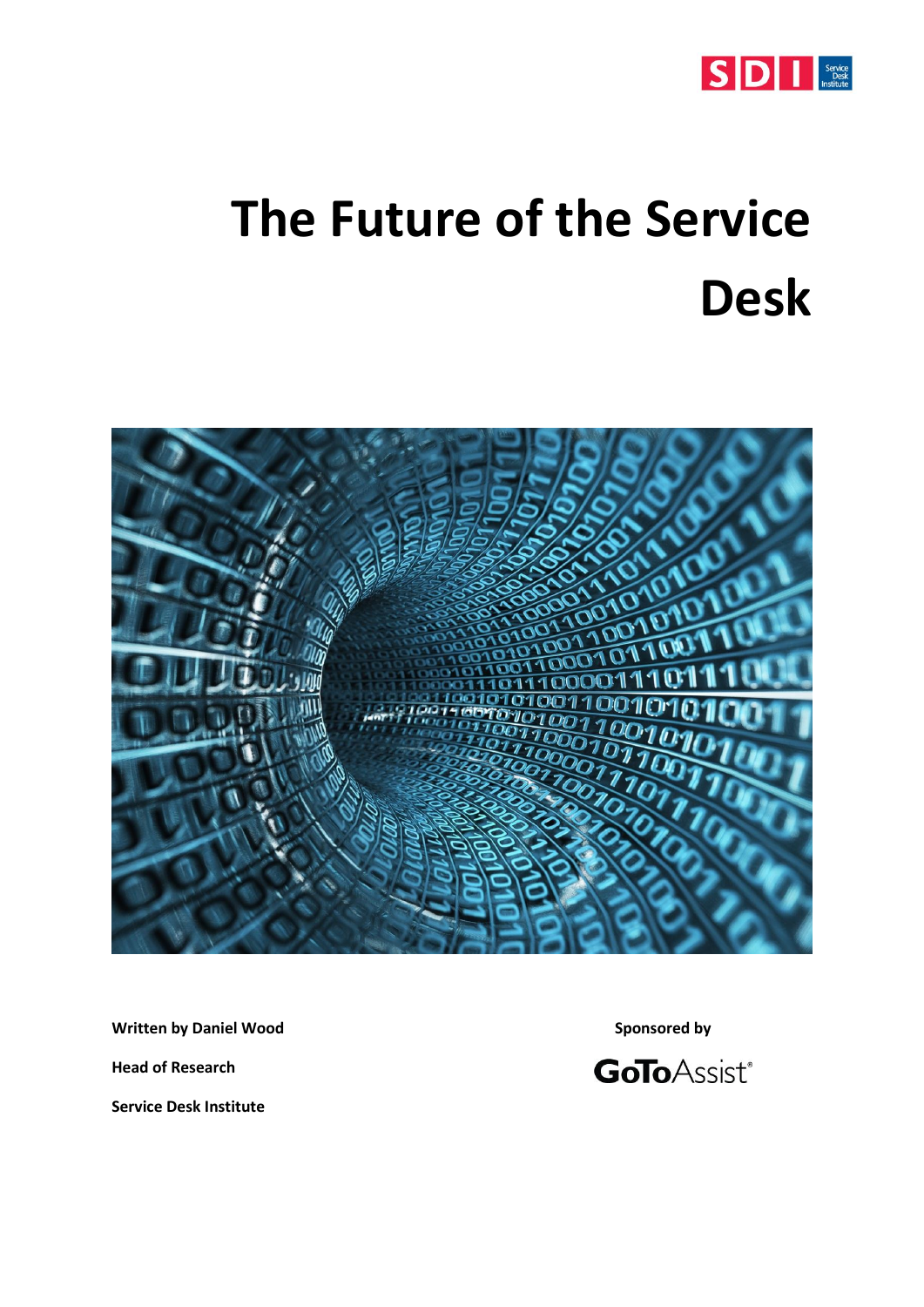# The Future of the Service Desk

**Written by Daniel Wood**

**Head of Research**

**Service Desk Institute**

**Sponsored by**

GoToAssist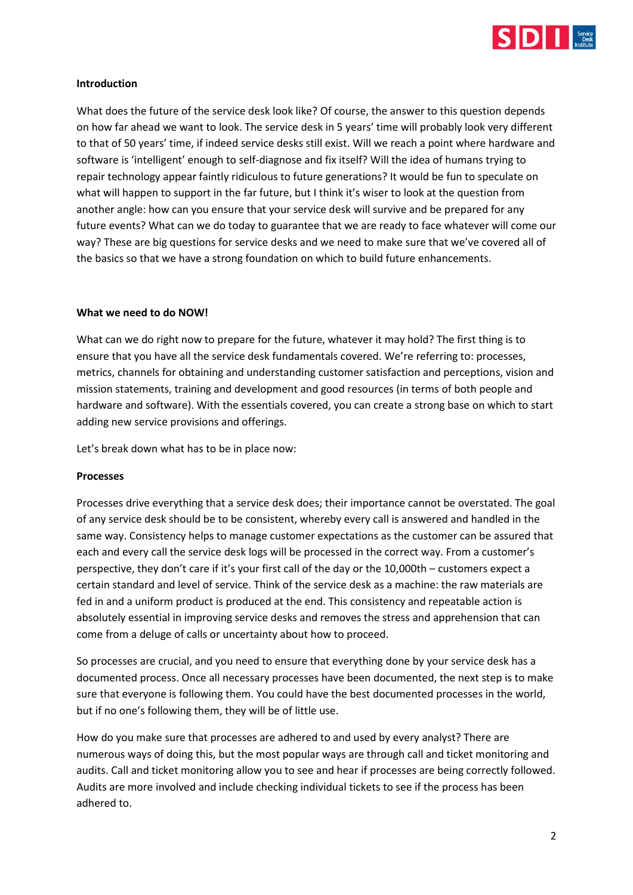**Introduction**

What does the future of the service desk look like? Of course, the answer to this question depends on how far ahead we want to look. The service desk in 5 years' time will probably look very different to that of 50 years' time, if indeed service desks still exist. Will we reach a point where hardware and software is 'intelligent' enough to self-diagnose and fix itself? Will the idea of humans trying to repair technology appear faintly ridiculous to future generations? It would be fun to speculate on what will happen to support in the far future, but I think it's wiser to look at the question from another angle: how can you ensure that your service desk will survive and be prepared for any future events? What can we do today to guarantee that we are ready to face whatever will come our way? These are big questions for service desks and we need to make sure that we've covered all of the basics so that we have a strong foundation on which to build future enhancements.

**What we need to do NOW!**

What can we do right now to prepare for the future, whatever it may hold? The first thing is to ensure that you have all the service desk fundamentals covered. We're referring to: processes, metrics, channels for obtaining and understanding customer satisfaction and perceptions, vision and mission statements, training and development and good resources (in terms of both people and hardware and software). With the essentials covered, you can create a strong base on which to start adding new service provisions and offerings.

Let's break down what has to be in place now:

**Processes**

Processes drive everything that a service desk does; their importance cannot be overstated. The goal of any service desk should be to be consistent, whereby every call is answered and handled in the same way. Consistency helps to manage customer expectations as the customer can be assured that each and every call the service desk logs will be processed in the correct way. From a customer's perspective, they don't care if it's your first call of the day or the 10,000th – customers expect a certain standard and level of service. Think of the service desk as a machine: the raw materials are fed in and a uniform product is produced at the end. This consistency and repeatable action is absolutely essential in improving service desks and removes the stress and apprehension that can come from a deluge of calls or uncertainty about how to proceed.

So processes are crucial, and you need to ensure that everything done by your service desk has a documented process. Once all necessary processes have been documented, the next step is to make sure that everyone is following them. You could have the best documented processes in the world, but if no one's following them, they will be of little use.

How do you make sure that processes are adhered to and used by every analyst? There are numerous ways of doing this, but the most popular ways are through call and ticket monitoring and audits. Call and ticket monitoring allow you to see and hear if processes are being correctly followed. Audits are more involved and include checking individual tickets to see if the process has been adhered to.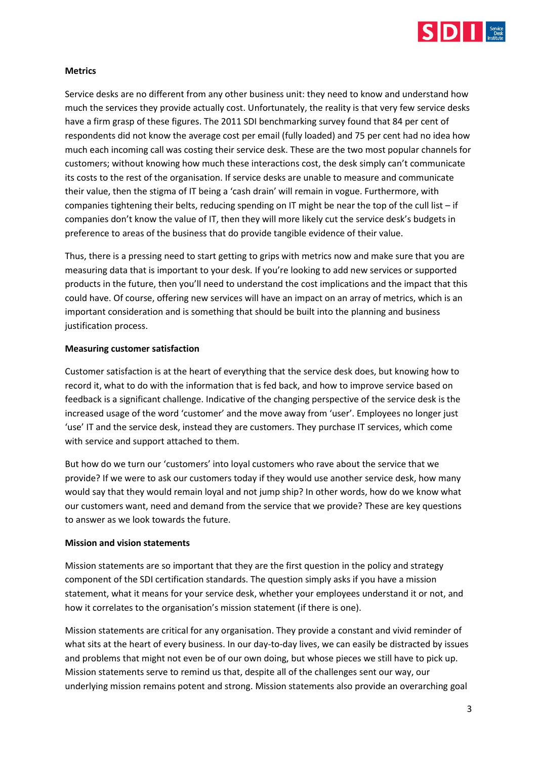**Metrics**

Service desks are no different from any other business unit: they need to know and understand how much the services they provide actually cost. Unfortunately, the reality is that very few service desks have a firm grasp of these figures. The 2011 SDI benchmarking survey found that 84 per cent of respondents did not know the average cost per email (fully loaded) and 75 per cent had no idea how much each incoming call was costing their service desk. These are the two most popular channels for customers; without knowing how much these interactions cost, the desk simply can't communicate its costs to the rest of the organisation. If service desks are unable to measure and communicate their value, then the stigma of IT being a 'cash drain' will remain in vogue. Furthermore, with companies tightening their belts, reducing spending on IT might be near the top of the cull list – if companies don't know the value of IT, then they will more likely cut the service desk's budgets in preference to areas of the business that do provide tangible evidence of their value.

Thus, there is a pressing need to start getting to grips with metrics now and make sure that you are measuring data that is important to your desk. If you're looking to add new services or supported products in the future, then you'll need to understand the cost implications and the impact that this could have. Of course, offering new services will have an impact on an array of metrics, which is an important consideration and is something that should be built into the planning and business justification process.

**Measuring customer satisfaction**

Customer satisfaction is at the heart of everything that the service desk does, but knowing how to record it, what to do with the information that is fed back, and how to improve service based on feedback is a significant challenge. Indicative of the changing perspective of the service desk is the increased usage of the word 'customer' and the move away from 'user'. Employees no longer just 'use' IT and the service desk, instead they are customers. They purchase IT services, which come with service and support attached to them.

But how do we turn our 'customers' into loyal customers who rave about the service that we provide? If we were to ask our customers today if they would use another service desk, how many would say that they would remain loyal and not jump ship? In other words, how do we know what our customers want, need and demand from the service that we provide? These are key questions to answer as we look towards the future.

**Mission and vision statements**

Mission statements are so important that they are the first question in the policy and strategy component of the SDI certification standards. The question simply asks if you have a mission statement, what it means for your service desk, whether your employees understand it or not, and how it correlates to the organisation's mission statement (if there is one).

Mission statements are critical for any organisation. They provide a constant and vivid reminder of what sits at the heart of every business. In our day-to-day lives, we can easily be distracted by issues and problems that might not even be of our own doing, but whose pieces we still have to pick up. Mission statements serve to remind us that, despite all of the challenges sent our way, our underlying mission remains potent and strong. Mission statements also provide an overarching goal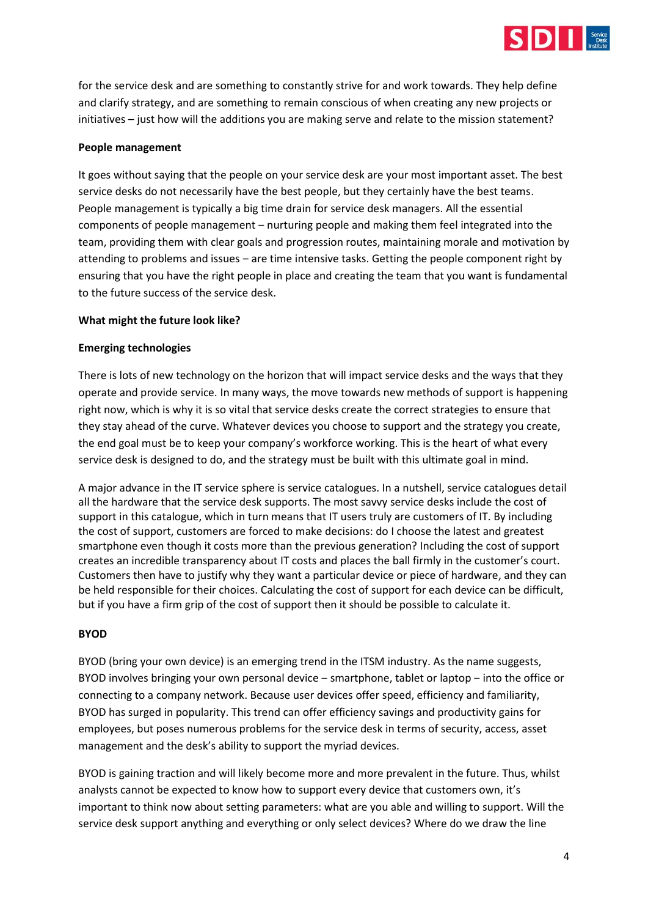for the service desk and are something to constantly strive for and work towards. They help define and clarify strategy, and are something to remain conscious of when creating any new projects or initiatives – just how will the additions you are making serve and relate to the mission statement?

**People management**

It goes without saying that the people on your service desk are your most important asset. The best service desks do not necessarily have the best people, but they certainly have the best teams. People management is typically a big time drain for service desk managers. All the essential components of people management – nurturing people and making them feel integrated into the team, providing them with clear goals and progression routes, maintaining morale and motivation by attending to problems and issues – are time intensive tasks. Getting the people component right by ensuring that you have the right people in place and creating the team that you want is fundamental to the future success of the service desk.

**What might the future look like?**

**Emerging technologies**

There is lots of new technology on the horizon that will impact service desks and the ways that they operate and provide service. In many ways, the move towards new methods of support is happening right now, which is why it is so vital that service desks create the correct strategies to ensure that they stay ahead of the curve. Whatever devices you choose to support and the strategy you create, the end goal must be to keep your company's workforce working. This is the heart of what every service desk is designed to do, and the strategy must be built with this ultimate goal in mind.

A major advance in the IT service sphere is service catalogues. In a nutshell, service catalogues detail all the hardware that the service desk supports. The most savvy service desks include the cost of support in this catalogue, which in turn means that IT users truly are customers of IT. By including the cost of support, customers are forced to make decisions: do I choose the latest and greatest smartphone even though it costs more than the previous generation? Including the cost of support creates an incredible transparency about IT costs and places the ball firmly in the customer's court. Customers then have to justify why they want a particular device or piece of hardware, and they can be held responsible for their choices. Calculating the cost of support for each device can be difficult, but if you have a firm grip of the cost of support then it should be possible to calculate it.

**BYOD**

BYOD (bring your own device) is an emerging trend in the ITSM industry. As the name suggests, BYOD involves bringing your own personal device – smartphone, tablet or laptop – into the office or connecting to a company network. Because user devices offer speed, efficiency and familiarity, BYOD has surged in popularity. This trend can offer efficiency savings and productivity gains for employees, but poses numerous problems for the service desk in terms of security, access, asset management and the desk's ability to support the myriad devices.

BYOD is gaining traction and will likely become more and more prevalent in the future. Thus, whilst analysts cannot be expected to know how to support every device that customers own, it's important to think now about setting parameters: what are you able and willing to support. Will the service desk support anything and everything or only select devices? Where do we draw the line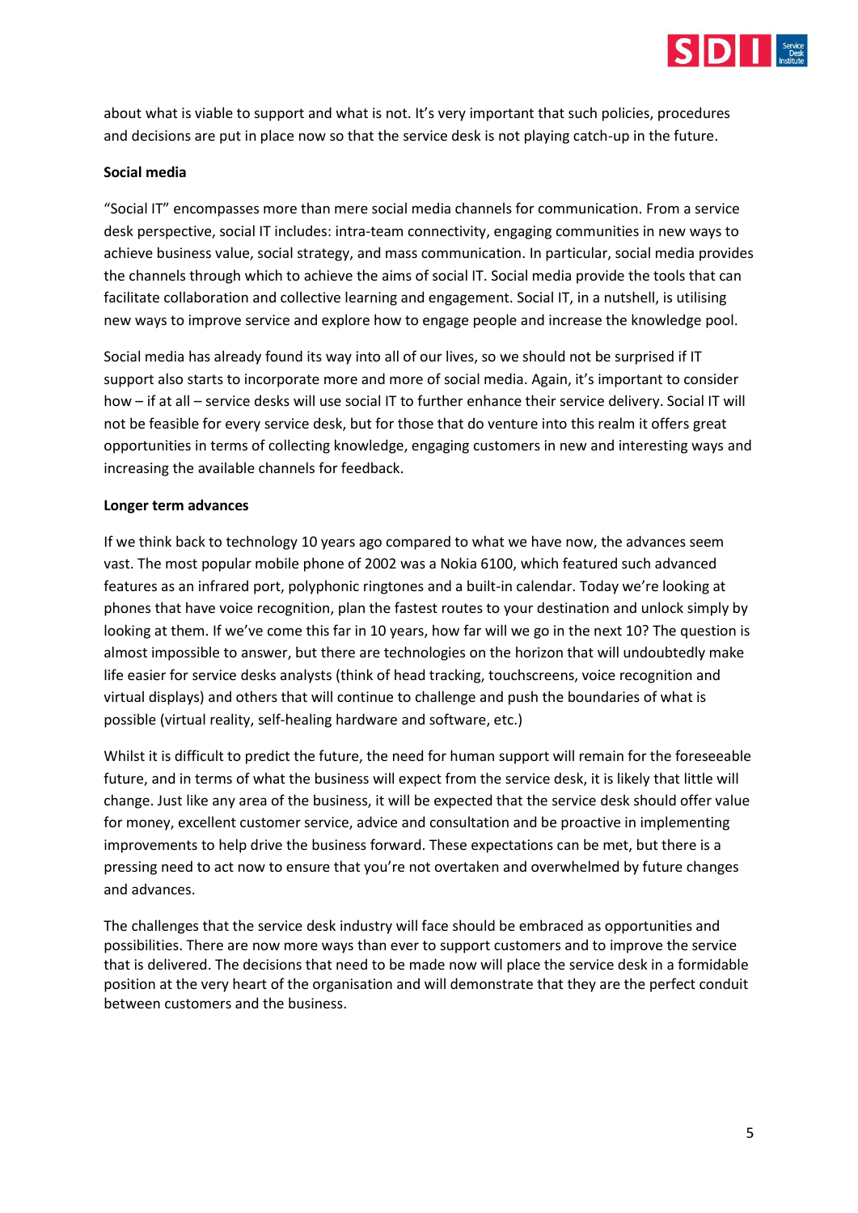about what is viable to support and what is not. It's very important that such policies, procedures and decisions are put in place now so that the service desk is not playing catch-up in the future.

**Social media**

"Social IT" encompasses more than mere social media channels for communication. From a service desk perspective, social IT includes: intra-team connectivity, engaging communities in new ways to achieve business value, social strategy, and mass communication. In particular, social media provides the channels through which to achieve the aims of social IT. Social media provide the tools that can facilitate collaboration and collective learning and engagement. Social IT, in a nutshell, is utilising new ways to improve service and explore how to engage people and increase the knowledge pool.

Social media has already found its way into all of our lives, so we should not be surprised if IT support also starts to incorporate more and more of social media. Again, it's important to consider how – if at all – service desks will use social IT to further enhance their service delivery. Social IT will not be feasible for every service desk, but for those that do venture into this realm it offers great opportunities in terms of collecting knowledge, engaging customers in new and interesting ways and increasing the available channels for feedback.

**Longer term advances**

If we think back to technology 10 years ago compared to what we have now, the advances seem vast. The most popular mobile phone of 2002 was a Nokia 6100, which featured such advanced features as an infrared port, polyphonic ringtones and a built-in calendar. Today we're looking at phones that have voice recognition, plan the fastest routes to your destination and unlock simply by looking at them. If we've come this far in 10 years, how far will we go in the next 10? The question is almost impossible to answer, but there are technologies on the horizon that will undoubtedly make life easier for service desks analysts (think of head tracking, touchscreens, voice recognition and virtual displays) and others that will continue to challenge and push the boundaries of what is possible (virtual reality, self-healing hardware and software, etc.)

Whilst it is difficult to predict the future, the need for human support will remain for the foreseeable future, and in terms of what the business will expect from the service desk, it is likely that little will change. Just like any area of the business, it will be expected that the service desk should offer value for money, excellent customer service, advice and consultation and be proactive in implementing improvements to help drive the business forward. These expectations can be met, but there is a pressing need to act now to ensure that you're not overtaken and overwhelmed by future changes and advances.

The challenges that the service desk industry will face should be embraced as opportunities and possibilities. There are now more ways than ever to support customers and to improve the service that is delivered. The decisions that need to be made now will place the service desk in a formidable position at the very heart of the organisation and will demonstrate that they are the perfect conduit between customers and the business.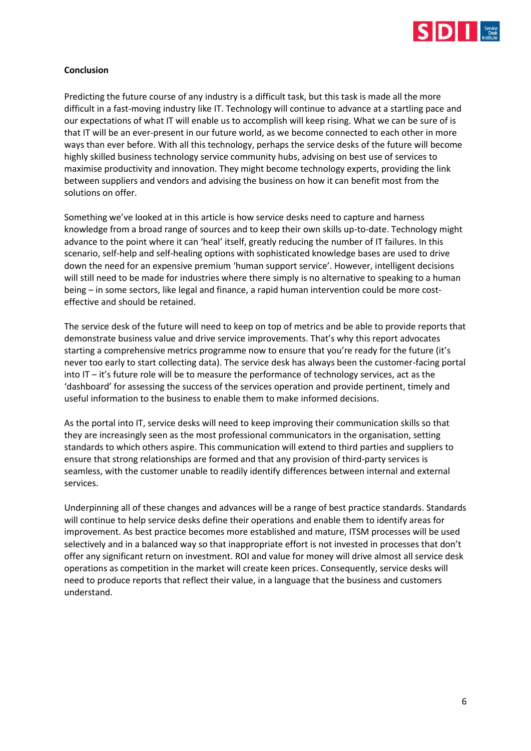**Conclusion**

Predicting the future course of any industry is a difficult task, but this task is made all the more difficult in a fast-moving industry like IT. Technology will continue to advance at a startling pace and our expectations of what IT will enable us to accomplish will keep rising. What we can be sure of is that IT will be an ever-present in our future world, as we become connected to each other in more ways than ever before. With all this technology, perhaps the service desks of the future will become highly skilled business technology service community hubs, advising on best use of services to maximise productivity and innovation. They might become technology experts, providing the link between suppliers and vendors and advising the business on how it can benefit most from the solutions on offer.

Something we've looked at in this article is how service desks need to capture and harness knowledge from a broad range of sources and to keep their own skills up-to-date. Technology might advance to the point where it can 'heal' itself, greatly reducing the number of IT failures. In this scenario, self-help and self-healing options with sophisticated knowledge bases are used to drive down the need for an expensive premium 'human support service'. However, intelligent decisions will still need to be made for industries where there simply is no alternative to speaking to a human being – in some sectors, like legal and finance, a rapid human intervention could be more cost-effective and should be retained.

The service desk of the future will need to keep on top of metrics and be able to provide reports that demonstrate business value and drive service improvements. That's why this report advocates starting a comprehensive metrics programme now to ensure that you're ready for the future (it's never too early to start collecting data). The service desk has always been the customer-facing portal into IT – it's future role will be to measure the performance of technology services, act as the 'dashboard' for assessing the success of the services operation and provide pertinent, timely and useful information to the business to enable them to make informed decisions.

As the portal into IT, service desks will need to keep improving their communication skills so that they are increasingly seen as the most professional communicators in the organisation, setting standards to which others aspire. This communication will extend to third parties and suppliers to ensure that strong relationships are formed and that any provision of third-party services is seamless, with the customer unable to readily identify differences between internal and external services.

Underpinning all of these changes and advances will be a range of best practice standards. Standards will continue to help service desks define their operations and enable them to identify areas for improvement. As best practice becomes more established and mature, ITSM processes will be used selectively and in a balanced way so that inappropriate effort is not invested in processes that don't offer any significant return on investment. ROI and value for money will drive almost all service desk operations as competition in the market will create keen prices. Consequently, service desks will need to produce reports that reflect their value, in a language that the business and customers understand.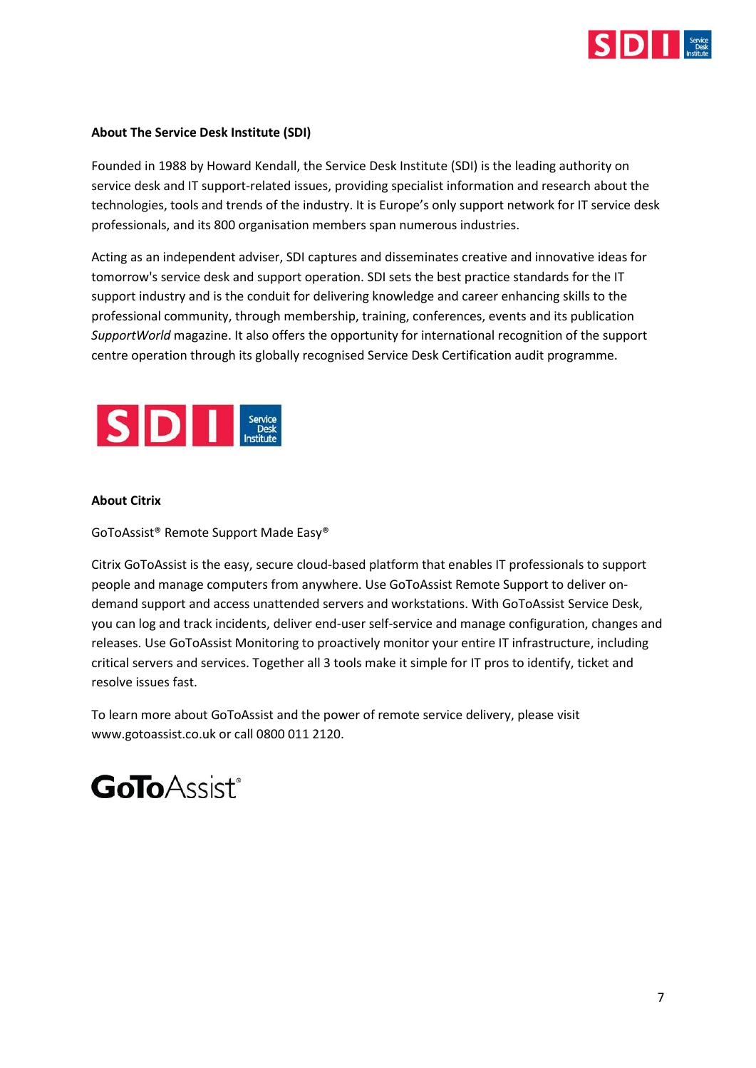### About The Service Desk Institute (SDI)

Founded in 1988 by Howard Kendall, the Service Desk Institute (SDI) is the leading authority on service desk and IT support-related issues, providing specialist information and research about the technologies, tools and trends of the industry. It is Europe's only support network for IT service desk professionals, and its 800 organisation members span numerous industries.

Acting as an independent adviser, SDI captures and disseminates creative and innovative ideas for tomorrow's service desk and support operation. SDI sets the best practice standards for the IT support industry and is the conduit for delivering knowledge and career enhancing skills to the professional community, through membership, training, conferences, events and its publication *SupportWorld* magazine. It also offers the opportunity for international recognition of the support centre operation through its globally recognised Service Desk Certification audit programme.

### About Citrix

GoToAssist® Remote Support Made Easy®

Citrix GoToAssist is the easy, secure cloud-based platform that enables IT professionals to support people and manage computers from anywhere. Use GoToAssist Remote Support to deliver on-demand support and access unattended servers and workstations. With GoToAssist Service Desk, you can log and track incidents, deliver end-user self-service and manage configuration, changes and releases. Use GoToAssist Monitoring to proactively monitor your entire IT infrastructure, including critical servers and services. Together all 3 tools make it simple for IT pros to identify, ticket and resolve issues fast.

To learn more about GoToAssist and the power of remote service delivery, please visit www.gotoassist.co.uk or call 0800 011 2120.